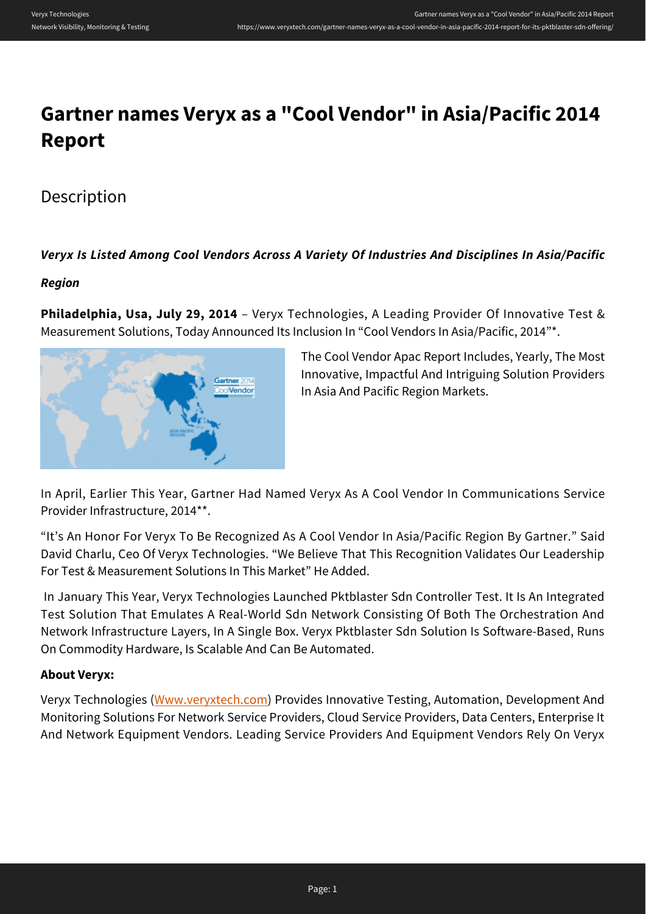# Gartner names Veryx as a "Cool Vendor" in Asia/Pacific 2014 Report

## Description

***Veryx Is Listed Among Cool Vendors Across A Variety Of Industries And Disciplines In Asia/Pacific Region***

**Philadelphia, Usa, July 29, 2014** – Veryx Technologies, A Leading Provider Of Innovative Test & Measurement Solutions, Today Announced Its Inclusion In "Cool Vendors In Asia/Pacific, 2014"*.

The Cool Vendor Apac Report Includes, Yearly, The Most Innovative, Impactful And Intriguing Solution Providers In Asia And Pacific Region Markets.

In April, Earlier This Year, Gartner Had Named Veryx As A Cool Vendor In Communications Service Provider Infrastructure, 2014**.

"It's An Honor For Veryx To Be Recognized As A Cool Vendor In Asia/Pacific Region By Gartner." Said David Charlu, Ceo Of Veryx Technologies. "We Believe That This Recognition Validates Our Leadership For Test & Measurement Solutions In This Market" He Added.

In January This Year, Veryx Technologies Launched Pktblaster Sdn Controller Test. It Is An Integrated Test Solution That Emulates A Real-World Sdn Network Consisting Of Both The Orchestration And Network Infrastructure Layers, In A Single Box. Veryx Pktblaster Sdn Solution Is Software-Based, Runs On Commodity Hardware, Is Scalable And Can Be Automated.

**About Veryx:**

Veryx Technologies ([Www.veryxtech.com](http://www.veryxtech.com)) Provides Innovative Testing, Automation, Development And Monitoring Solutions For Network Service Providers, Cloud Service Providers, Data Centers, Enterprise It And Network Equipment Vendors. Leading Service Providers And Equipment Vendors Rely On Veryx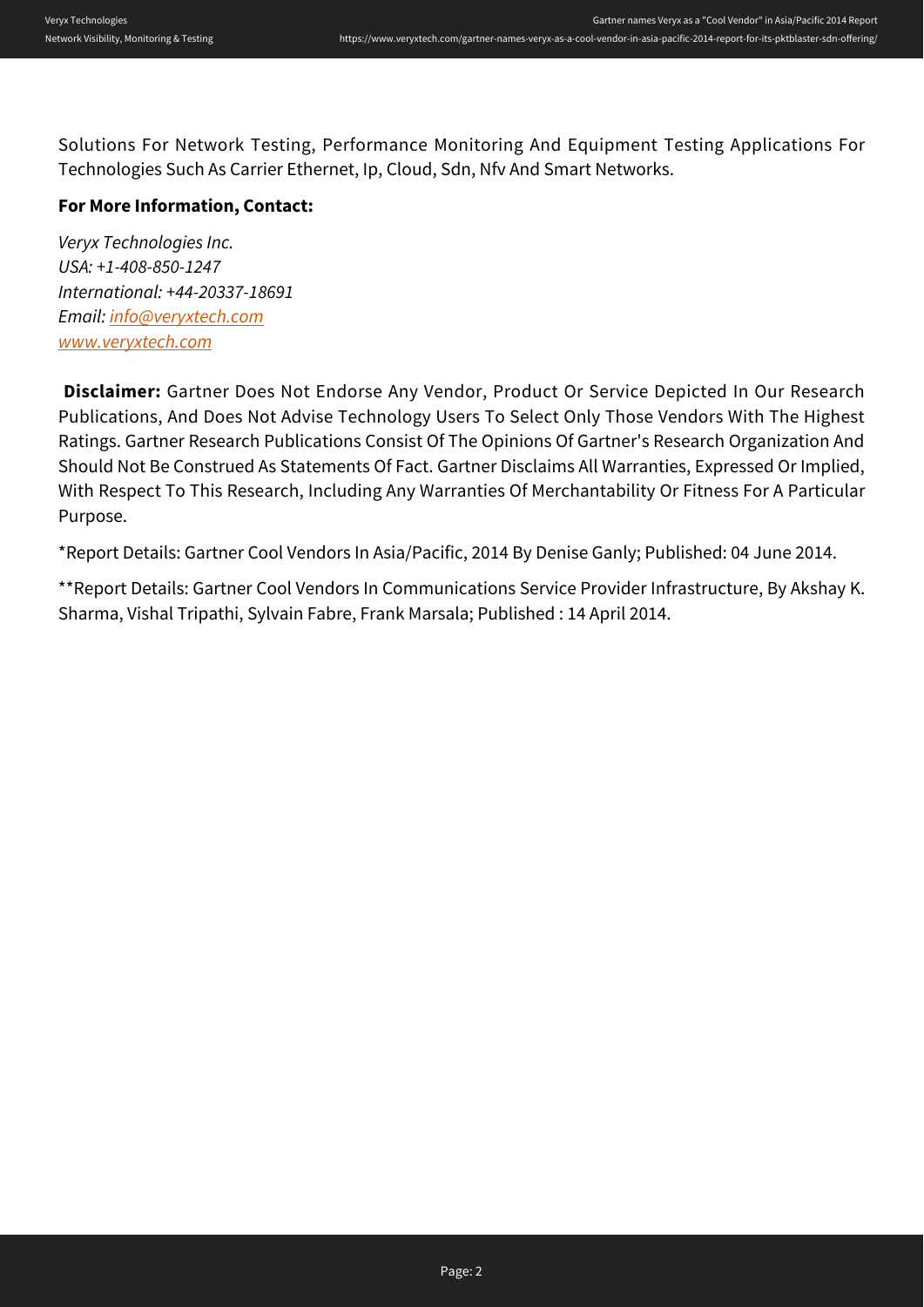Solutions For Network Testing, Performance Monitoring And Equipment Testing Applications For Technologies Such As Carrier Ethernet, Ip, Cloud, Sdn, Nfv And Smart Networks.

**For More Information, Contact:**

*Veryx Technologies Inc.*
*USA: +1-408-850-1247*
*International: +44-20337-18691*
*Email: info@veryxtech.com*
*www.veryxtech.com*

**Disclaimer:** Gartner Does Not Endorse Any Vendor, Product Or Service Depicted In Our Research Publications, And Does Not Advise Technology Users To Select Only Those Vendors With The Highest Ratings. Gartner Research Publications Consist Of The Opinions Of Gartner's Research Organization And Should Not Be Construed As Statements Of Fact. Gartner Disclaims All Warranties, Expressed Or Implied, With Respect To This Research, Including Any Warranties Of Merchantability Or Fitness For A Particular Purpose.

*Report Details: Gartner Cool Vendors In Asia/Pacific, 2014 By Denise Ganly; Published: 04 June 2014.

**Report Details: Gartner Cool Vendors In Communications Service Provider Infrastructure, By Akshay K. Sharma, Vishal Tripathi, Sylvain Fabre, Frank Marsala; Published : 14 April 2014.